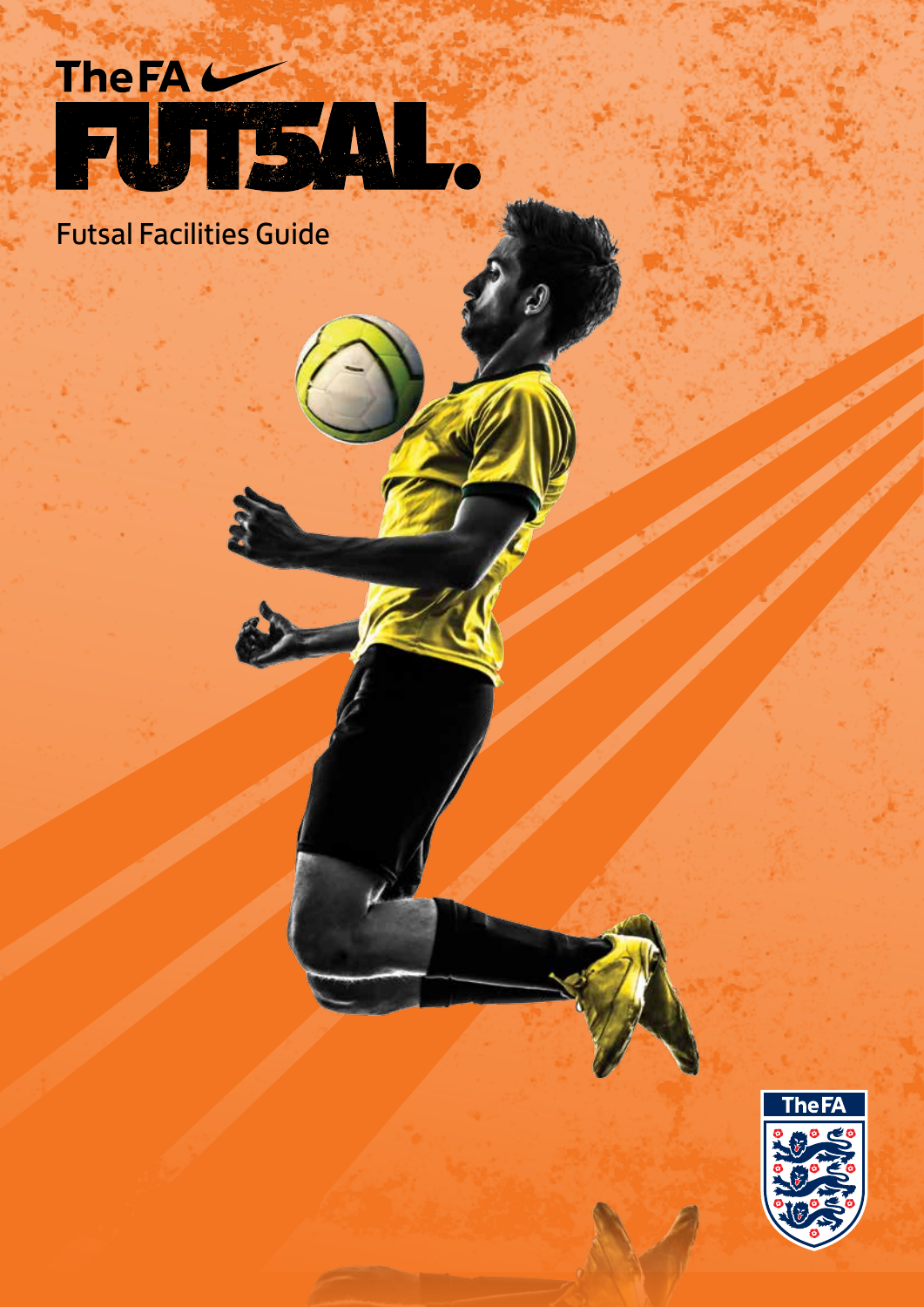The FA

# FUTSAL.

## Futsal Facilities Guide

The FA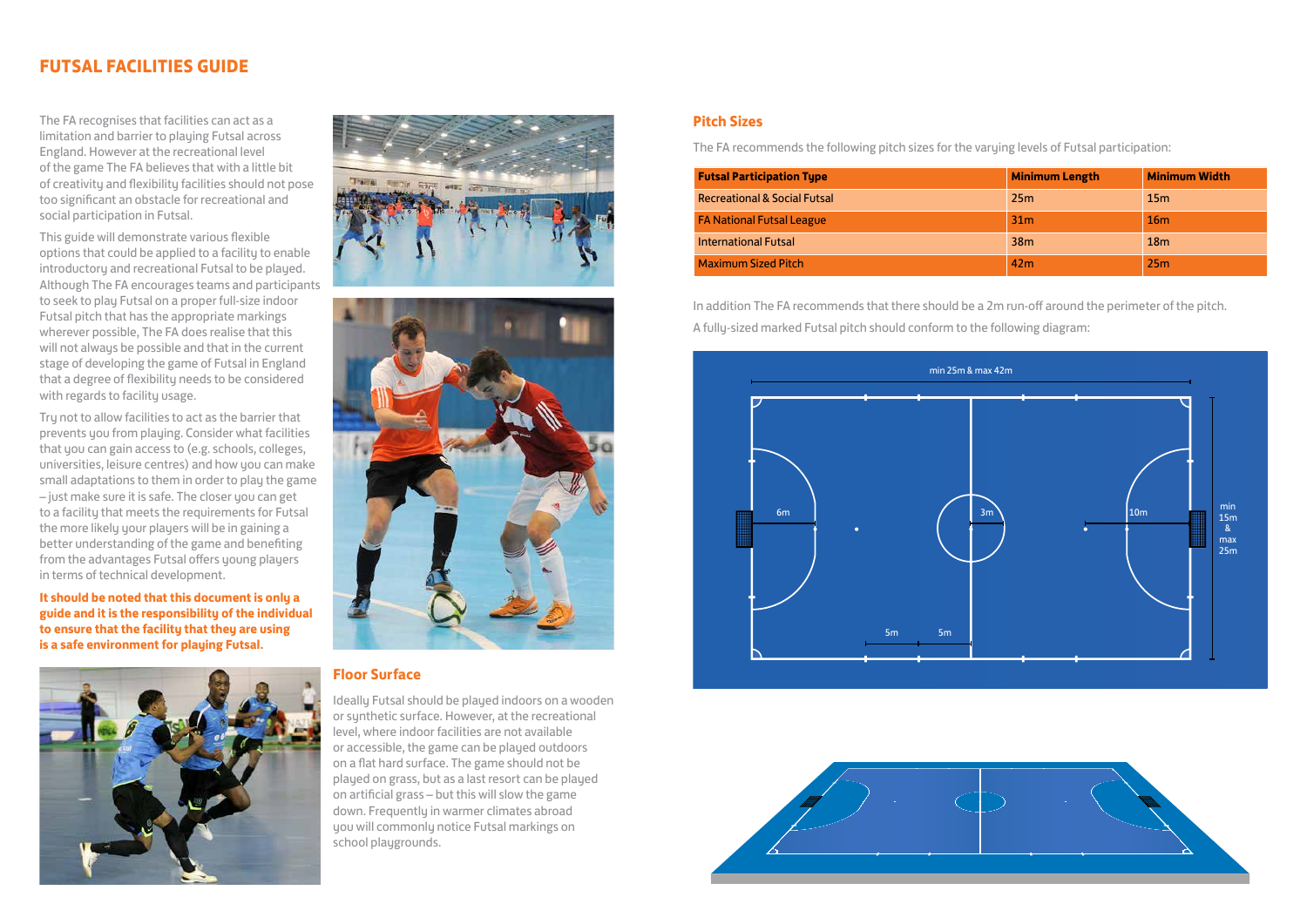# FUTSAL FACILITIES GUIDE

The FA recognises that facilities can act as a limitation and barrier to playing Futsal across England. However at the recreational level of the game The FA believes that with a little bit of creativity and flexibility facilities should not pose too significant an obstacle for recreational and social participation in Futsal.

This guide will demonstrate various flexible options that could be applied to a facility to enable introductory and recreational Futsal to be played. Although The FA encourages teams and participants to seek to play Futsal on a proper full-size indoor Futsal pitch that has the appropriate markings wherever possible, The FA does realise that this will not always be possible and that in the current stage of developing the game of Futsal in England that a degree of flexibility needs to be considered with regards to facility usage.

Try not to allow facilities to act as the barrier that prevents you from playing. Consider what facilities that you can gain access to (e.g. schools, colleges, universities, leisure centres) and how you can make small adaptations to them in order to play the game – just make sure it is safe. The closer you can get to a facility that meets the requirements for Futsal the more likely your players will be in gaining a better understanding of the game and benefiting from the advantages Futsal offers young players in terms of technical development.

**It should be noted that this document is only a guide and it is the responsibility of the individual to ensure that the facility that they are using is a safe environment for playing Futsal.**

## Floor Surface

Ideally Futsal should be played indoors on a wooden or synthetic surface. However, at the recreational level, where indoor facilities are not available or accessible, the game can be played outdoors on a flat hard surface. The game should not be played on grass, but as a last resort can be played on artificial grass – but this will slow the game down. Frequently in warmer climates abroad you will commonly notice Futsal markings on school playgrounds.

## Pitch Sizes

The FA recommends the following pitch sizes for the varying levels of Futsal participation:

| Futsal Participation Type | Minimum Length | Minimum Width |
| --- | --- | --- |
| Recreational & Social Futsal | 25m | 15m |
| FA National Futsal League | 31m | 16m |
| International Futsal | 38m | 18m |
| Maximum Sized Pitch | 42m | 25m |

In addition The FA recommends that there should be a 2m run-off around the perimeter of the pitch.

A fully-sized marked Futsal pitch should conform to the following diagram:

min 25m & max 42m

min 15m & max 25m

6m

3m

10m

5m

5m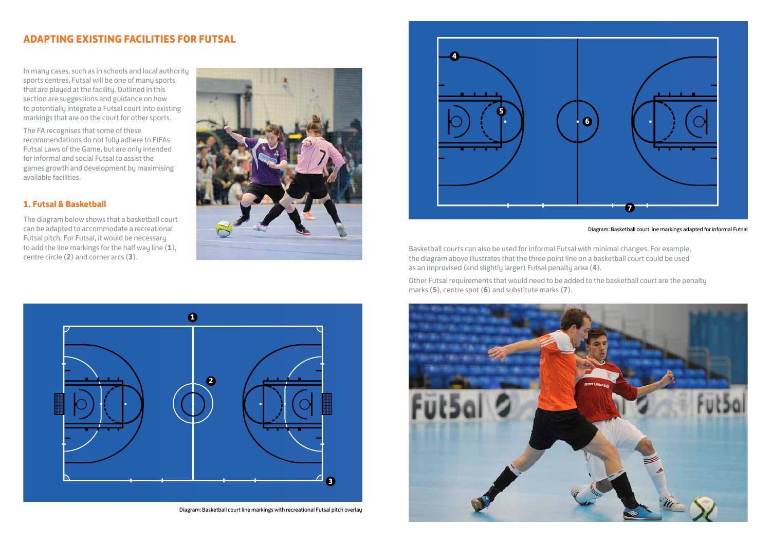## ADAPTING EXISTING FACILITIES FOR FUTSAL

In many cases, such as in schools and local authority sports centres, Futsal will be one of many sports that are played at the facility. Outlined in this section are suggestions and guidance on how to potentially integrate a Futsal court into existing markings that are on the court for other sports.

The FA recognises that some of these recommendations do not fully adhere to FIFAs Futsal Laws of the Game, but are only intended for informal and social Futsal to assist the games growth and development by maximising available facilities.

### 1. Futsal & Basketball

The diagram below shows that a basketball court can be adapted to accommodate a recreational Futsal pitch. For Futsal, it would be necessary to add the line markings for the half way line (**1**), centre circle (**2**) and corner arcs (**3**).

Diagram: Basketball court line markings with recreational Futsal pitch overlay

Diagram: Basketball court line markings adapted for informal Futsal

Basketball courts can also be used for informal Futsal with minimal changes. For example, the diagram above illustrates that the three point line on a basketball court could be used as an improvised (and slightly larger) Futsal penalty area (**4**).

Other Futsal requirements that would need to be added to the basketball court are the penalty marks (**5**), centre spot (**6**) and substitute marks (**7**).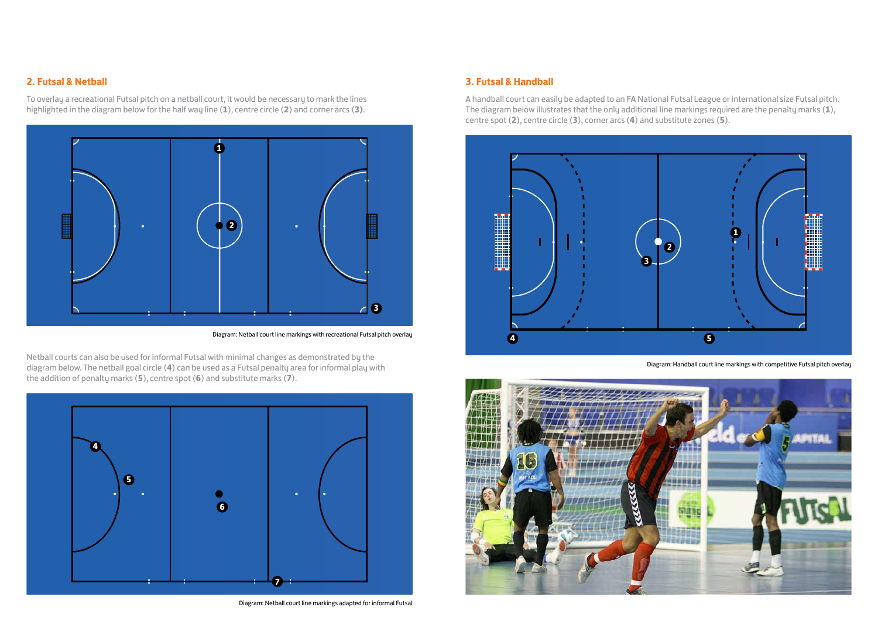## 2. Futsal & Netball

To overlay a recreational Futsal pitch on a netball court, it would be necessary to mark the lines highlighted in the diagram below for the half way line (**1**), centre circle (**2**) and corner arcs (**3**).

1

2

3

Diagram: Netball court line markings with recreational Futsal pitch overlay

Netball courts can also be used for informal Futsal with minimal changes as demonstrated by the diagram below. The netball goal circle (**4**) can be used as a Futsal penalty area for informal play with the addition of penalty marks (**5**), centre spot (**6**) and substitute marks (**7**).

4

5

6

7

Diagram: Netball court line markings adapted for informal Futsal

## 3. Futsal & Handball

A handball court can easily be adapted to an FA National Futsal League or international size Futsal pitch. The diagram below illustrates that the only additional line markings required are the penalty marks (**1**), centre spot (**2**), centre circle (**3**), corner arcs (**4**) and substitute zones (**5**).

1

2

3

4

5

Diagram: Handball court line markings with competitive Futsal pitch overlay